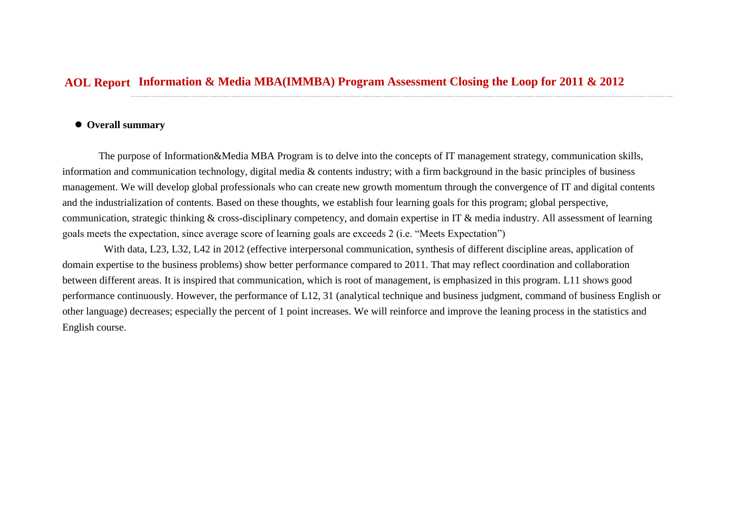# AOL Report Information & Media MBA(IMMBA) Program Assessment Closing the Loop for 2011 & 2012

- **Overall summary**

The purpose of Information&Media MBA Program is to delve into the concepts of IT management strategy, communication skills, information and communication technology, digital media & contents industry; with a firm background in the basic principles of business management. We will develop global professionals who can create new growth momentum through the convergence of IT and digital contents and the industrialization of contents. Based on these thoughts, we establish four learning goals for this program; global perspective, communication, strategic thinking & cross-disciplinary competency, and domain expertise in IT & media industry. All assessment of learning goals meets the expectation, since average score of learning goals are exceeds 2 (i.e. "Meets Expectation")

With data, L23, L32, L42 in 2012 (effective interpersonal communication, synthesis of different discipline areas, application of domain expertise to the business problems) show better performance compared to 2011. That may reflect coordination and collaboration between different areas. It is inspired that communication, which is root of management, is emphasized in this program. L11 shows good performance continuously. However, the performance of L12, 31 (analytical technique and business judgment, command of business English or other language) decreases; especially the percent of 1 point increases. We will reinforce and improve the leaning process in the statistics and English course.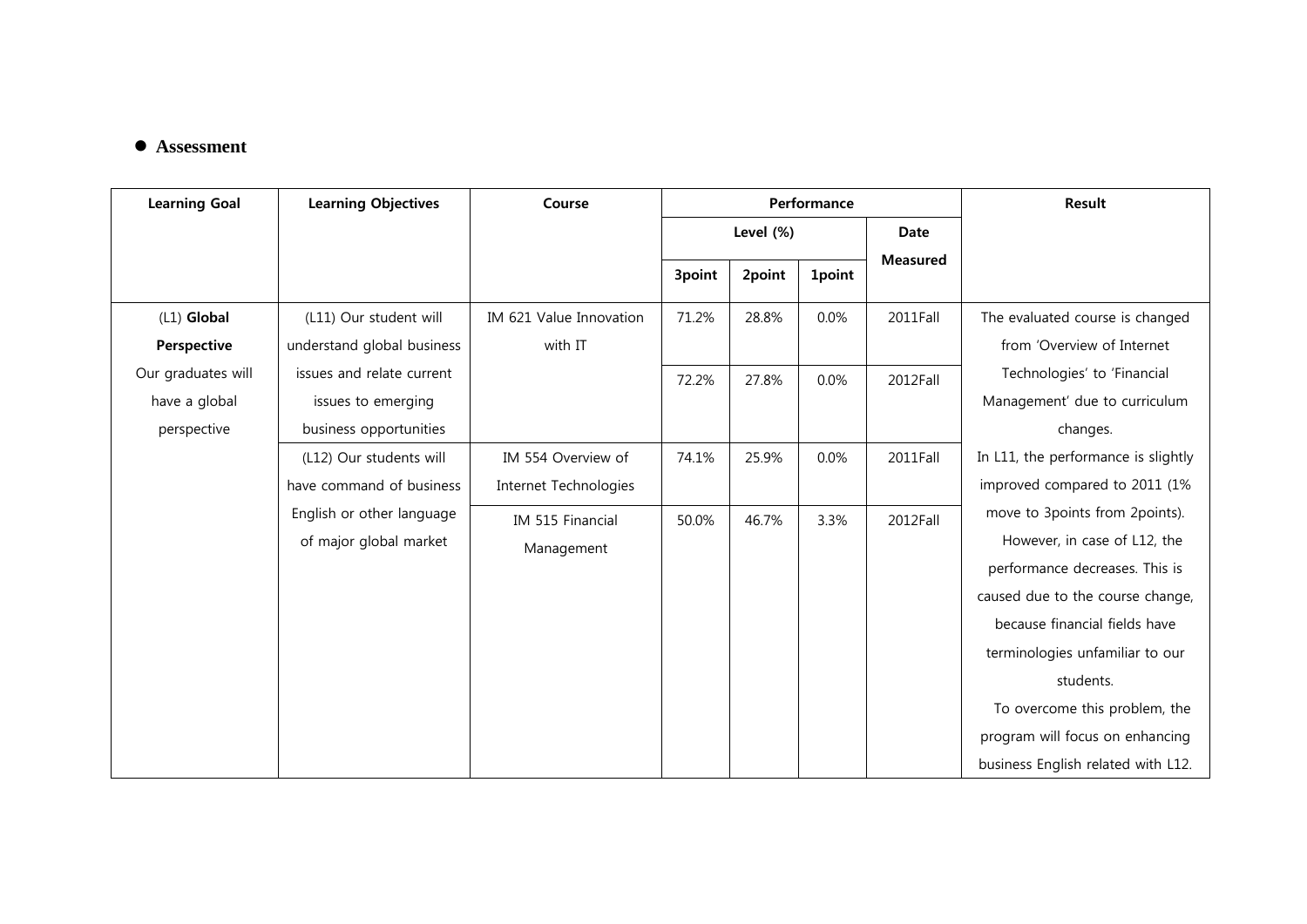- **Assessment**

| Learning Goal | Learning Objectives | Course | Performance | | | | Result |
|---|---|---|---|---|---|---|---|
| | | | Level (%) | | | Date Measured | |
| | | | 3point | 2point | 1point | | |
| (L1) **Global Perspective** Our graduates will have a global perspective | (L11) Our student will understand global business issues and relate current issues to emerging business opportunities | IM 621 Value Innovation with IT | 71.2% | 28.8% | 0.0% | 2011Fall | The evaluated course is changed from 'Overview of Internet Technologies' to 'Financial Management' due to curriculum changes. In L11, the performance is slightly improved compared to 2011 (1% move to 3points from 2points). However, in case of L12, the performance decreases. This is caused due to the course change, because financial fields have terminologies unfamiliar to our students. To overcome this problem, the program will focus on enhancing business English related with L12. |
| | | | 72.2% | 27.8% | 0.0% | 2012Fall | |
| | (L12) Our students will have command of business English or other language of major global market | IM 554 Overview of Internet Technologies | 74.1% | 25.9% | 0.0% | 2011Fall | |
| | | IM 515 Financial Management | 50.0% | 46.7% | 3.3% | 2012Fall | |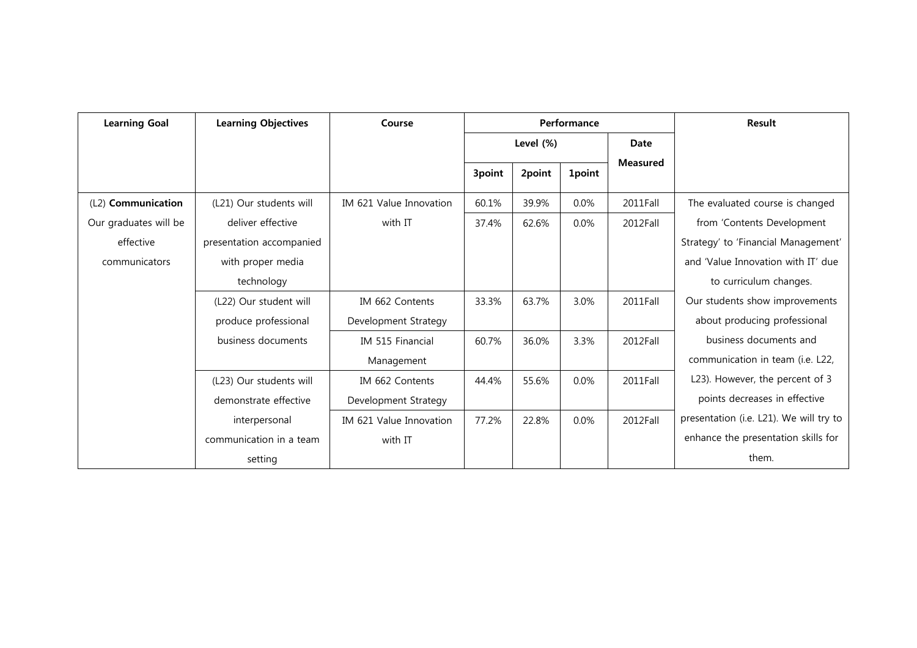| Learning Goal | Learning Objectives | Course | Performance | | | | Result |
|---|---|---|---|---|---|---|---|
| | | | Level (%) | | | Date Measured | |
| | | | 3point | 2point | 1point | | |
| (L2) **Communication** Our graduates will be effective communicators | (L21) Our students will deliver effective presentation accompanied with proper media technology | IM 621 Value Innovation with IT | 60.1% | 39.9% | 0.0% | 2011Fall | The evaluated course is changed from 'Contents Development Strategy' to 'Financial Management' and 'Value Innovation with IT' due to curriculum changes. Our students show improvements about producing professional business documents and communication in team (i.e. L22, L23). However, the percent of 3 points decreases in effective presentation (i.e. L21). We will try to enhance the presentation skills for them. |
| | | | 37.4% | 62.6% | 0.0% | 2012Fall | |
| | (L22) Our student will produce professional business documents | IM 662 Contents Development Strategy | 33.3% | 63.7% | 3.0% | 2011Fall | |
| | | IM 515 Financial Management | 60.7% | 36.0% | 3.3% | 2012Fall | |
| | (L23) Our students will demonstrate effective interpersonal communication in a team setting | IM 662 Contents Development Strategy | 44.4% | 55.6% | 0.0% | 2011Fall | |
| | | IM 621 Value Innovation with IT | 77.2% | 22.8% | 0.0% | 2012Fall | |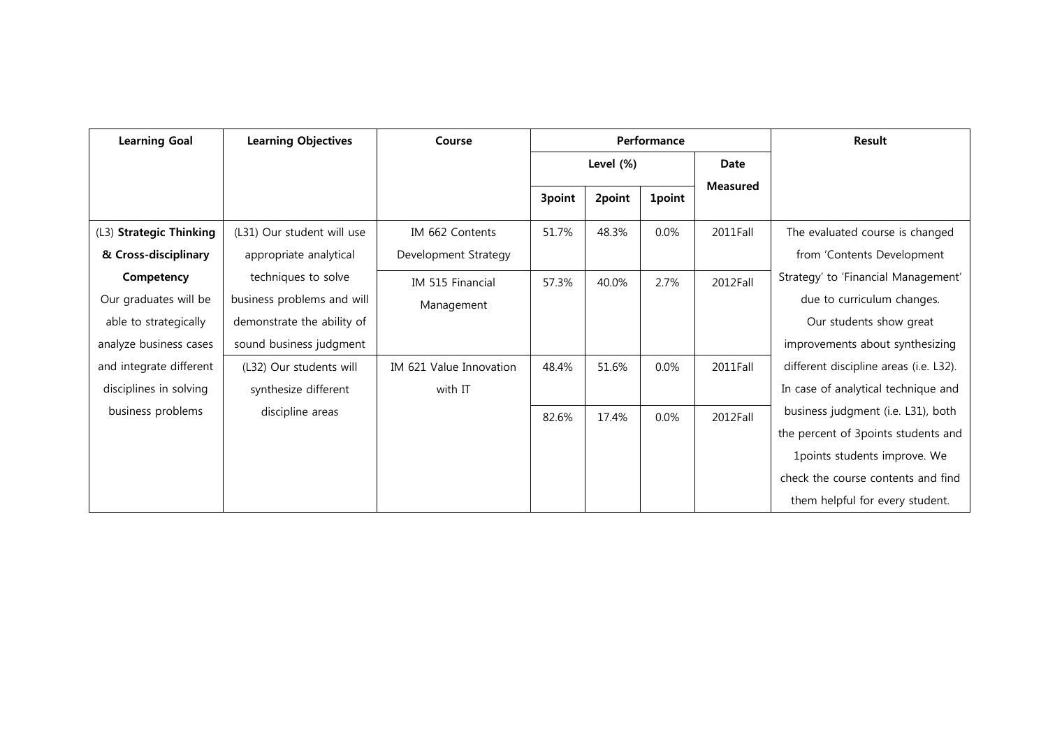| Learning Goal | Learning Objectives | Course | Performance | | | | Result |
|---|---|---|---|---|---|---|---|
| | | | Level (%) | | | Date Measured | |
| | | | 3point | 2point | 1point | | |
| (L3) **Strategic Thinking & Cross-disciplinary Competency** Our graduates will be able to strategically analyze business cases and integrate different disciplines in solving business problems | (L31) Our student will use appropriate analytical techniques to solve business problems and will demonstrate the ability of sound business judgment | IM 662 Contents Development Strategy | 51.7% | 48.3% | 0.0% | 2011Fall | The evaluated course is changed from 'Contents Development Strategy' to 'Financial Management' due to curriculum changes. Our students show great improvements about synthesizing different discipline areas (i.e. L32). In case of analytical technique and business judgment (i.e. L31), both the percent of 3points students and 1points students improve. We check the course contents and find them helpful for every student. |
| | | IM 515 Financial Management | 57.3% | 40.0% | 2.7% | 2012Fall | |
| | (L32) Our students will synthesize different discipline areas | IM 621 Value Innovation with IT | 48.4% | 51.6% | 0.0% | 2011Fall | |
| | | | 82.6% | 17.4% | 0.0% | 2012Fall | |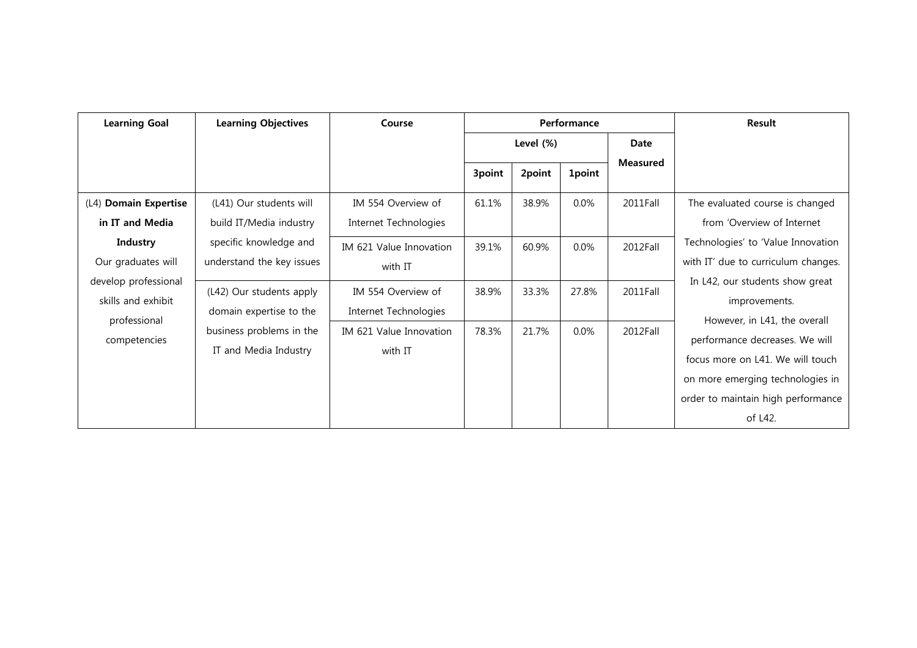| Learning Goal | Learning Objectives | Course | Performance | | | | Result |
|---|---|---|---|---|---|---|---|
| | | | Level (%) | | | Date Measured | |
| | | | 3point | 2point | 1point | | |
| (L4) **Domain Expertise in IT and Media Industry** Our graduates will develop professional skills and exhibit professional competencies | (L41) Our students will build IT/Media industry specific knowledge and understand the key issues | IM 554 Overview of Internet Technologies | 61.1% | 38.9% | 0.0% | 2011Fall | The evaluated course is changed from 'Overview of Internet Technologies' to 'Value Innovation with IT' due to curriculum changes. In L42, our students show great improvements. However, in L41, the overall performance decreases. We will focus more on L41. We will touch on more emerging technologies in order to maintain high performance of L42. |
| | | IM 621 Value Innovation with IT | 39.1% | 60.9% | 0.0% | 2012Fall | |
| | (L42) Our students apply domain expertise to the business problems in the IT and Media Industry | IM 554 Overview of Internet Technologies | 38.9% | 33.3% | 27.8% | 2011Fall | |
| | | IM 621 Value Innovation with IT | 78.3% | 21.7% | 0.0% | 2012Fall | |